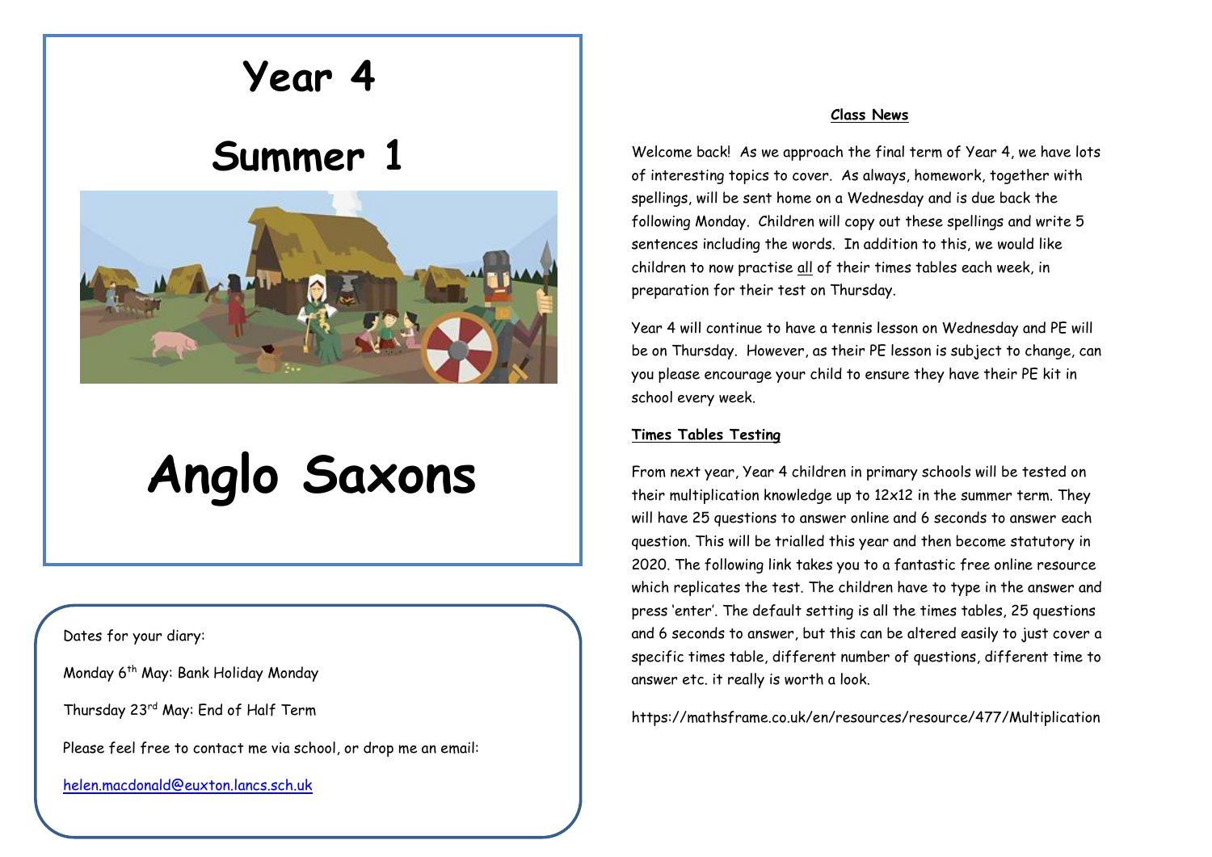# Year 4

# Summer 1

# Anglo Saxons

Dates for your diary:

Monday 6th May: Bank Holiday Monday

Thursday 23rd May: End of Half Term

Please feel free to contact me via school, or drop me an email:

helen.macdonald@euxton.lancs.sch.uk

**Class News**

Welcome back! As we approach the final term of Year 4, we have lots of interesting topics to cover. As always, homework, together with spellings, will be sent home on a Wednesday and is due back the following Monday. Children will copy out these spellings and write 5 sentences including the words. In addition to this, we would like children to now practise all of their times tables each week, in preparation for their test on Thursday.

Year 4 will continue to have a tennis lesson on Wednesday and PE will be on Thursday. However, as their PE lesson is subject to change, can you please encourage your child to ensure they have their PE kit in school every week.

**Times Tables Testing**

From next year, Year 4 children in primary schools will be tested on their multiplication knowledge up to 12x12 in the summer term. They will have 25 questions to answer online and 6 seconds to answer each question. This will be trialled this year and then become statutory in 2020. The following link takes you to a fantastic free online resource which replicates the test. The children have to type in the answer and press 'enter'. The default setting is all the times tables, 25 questions and 6 seconds to answer, but this can be altered easily to just cover a specific times table, different number of questions, different time to answer etc. it really is worth a look.

https://mathsframe.co.uk/en/resources/resource/477/Multiplication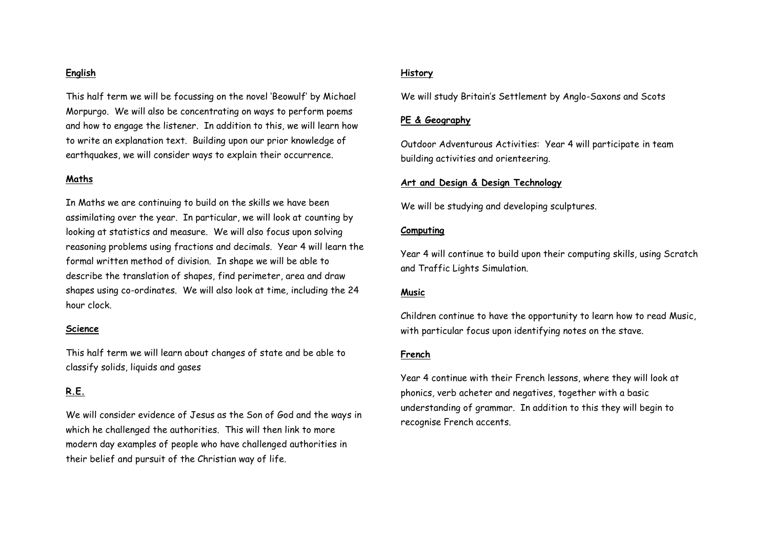## English

This half term we will be focussing on the novel 'Beowulf' by Michael Morpurgo. We will also be concentrating on ways to perform poems and how to engage the listener. In addition to this, we will learn how to write an explanation text. Building upon our prior knowledge of earthquakes, we will consider ways to explain their occurrence.

## Maths

In Maths we are continuing to build on the skills we have been assimilating over the year. In particular, we will look at counting by looking at statistics and measure. We will also focus upon solving reasoning problems using fractions and decimals. Year 4 will learn the formal written method of division. In shape we will be able to describe the translation of shapes, find perimeter, area and draw shapes using co-ordinates. We will also look at time, including the 24 hour clock.

## Science

This half term we will learn about changes of state and be able to classify solids, liquids and gases

## R.E.

We will consider evidence of Jesus as the Son of God and the ways in which he challenged the authorities. This will then link to more modern day examples of people who have challenged authorities in their belief and pursuit of the Christian way of life.

## History

We will study Britain's Settlement by Anglo-Saxons and Scots

## PE & Geography

Outdoor Adventurous Activities: Year 4 will participate in team building activities and orienteering.

## Art and Design & Design Technology

We will be studying and developing sculptures.

## Computing

Year 4 will continue to build upon their computing skills, using Scratch and Traffic Lights Simulation.

## Music

Children continue to have the opportunity to learn how to read Music, with particular focus upon identifying notes on the stave.

## French

Year 4 continue with their French lessons, where they will look at phonics, verb acheter and negatives, together with a basic understanding of grammar. In addition to this they will begin to recognise French accents.